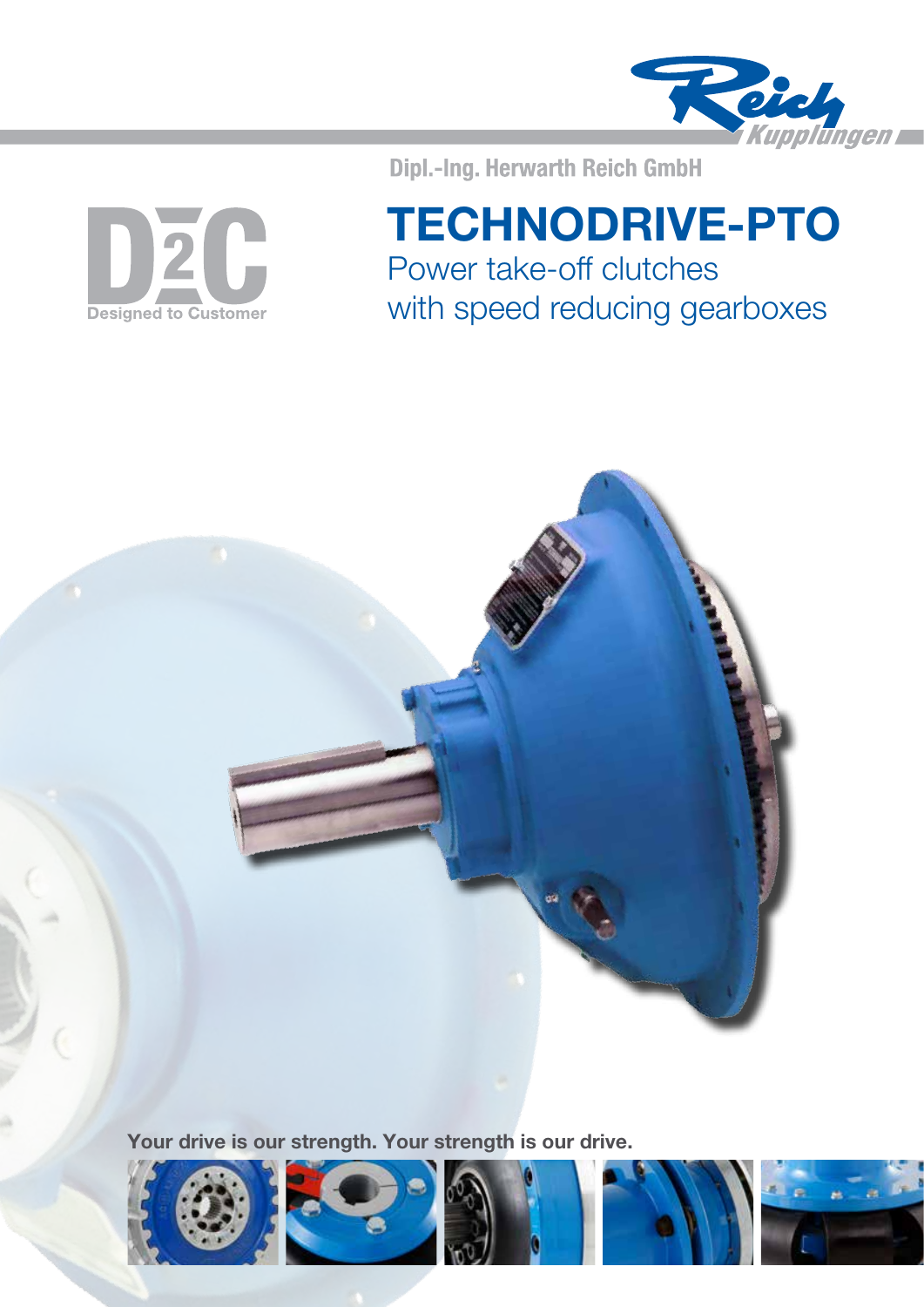Reich Kupplungen

Dipl.-Ing. Herwarth Reich GmbH

D2C Designed to Customer

# TECHNODRIVE-PTO

## Power take-off clutches with speed reducing gearboxes

**Your drive is our strength. Your strength is our drive.**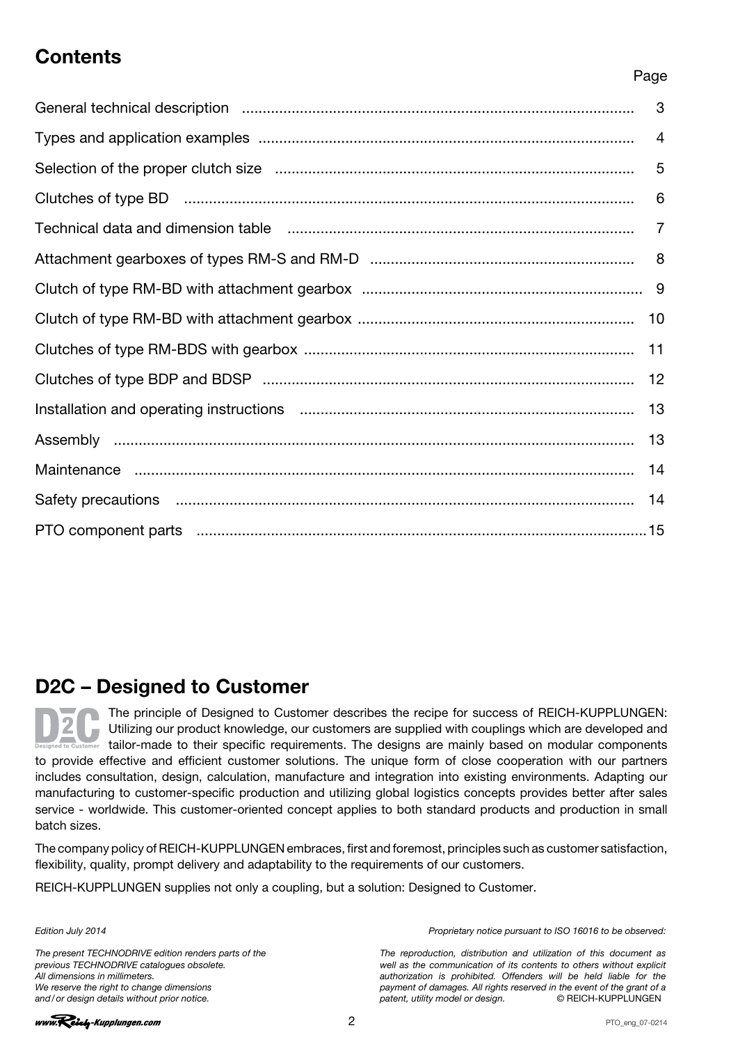## Contents

| | Page |
|---|---|
| General technical description | 3 |
| Types and application examples | 4 |
| Selection of the proper clutch size | 5 |
| Clutches of type BD | 6 |
| Technical data and dimension table | 7 |
| Attachment gearboxes of types RM-S and RM-D | 8 |
| Clutch of type RM-BD with attachment gearbox | 9 |
| Clutch of type RM-BD with attachment gearbox | 10 |
| Clutches of type RM-BDS with gearbox | 11 |
| Clutches of type BDP and BDSP | 12 |
| Installation and operating instructions | 13 |
| Assembly | 13 |
| Maintenance | 14 |
| Safety precautions | 14 |
| PTO component parts | 15 |

## D2C – Designed to Customer

The principle of Designed to Customer describes the recipe for success of REICH-KUPPLUNGEN: Utilizing our product knowledge, our customers are supplied with couplings which are developed and tailor-made to their specific requirements. The designs are mainly based on modular components to provide effective and efficient customer solutions. The unique form of close cooperation with our partners includes consultation, design, calculation, manufacture and integration into existing environments. Adapting our manufacturing to customer-specific production and utilizing global logistics concepts provides better after sales service - worldwide. This customer-oriented concept applies to both standard products and production in small batch sizes.

The company policy of REICH-KUPPLUNGEN embraces, first and foremost, principles such as customer satisfaction, flexibility, quality, prompt delivery and adaptability to the requirements of our customers.

REICH-KUPPLUNGEN supplies not only a coupling, but a solution: Designed to Customer.

*Edition July 2014*

*The present TECHNODRIVE edition renders parts of the previous TECHNODRIVE catalogues obsolete.*
*All dimensions in millimeters.*
*We reserve the right to change dimensions and/or design details without prior notice.*

*Proprietary notice pursuant to ISO 16016 to be observed:*

*The reproduction, distribution and utilization of this document as well as the communication of its contents to others without explicit authorization is prohibited. Offenders will be held liable for the payment of damages. All rights reserved in the event of the grant of a patent, utility model or design.* © REICH-KUPPLUNGEN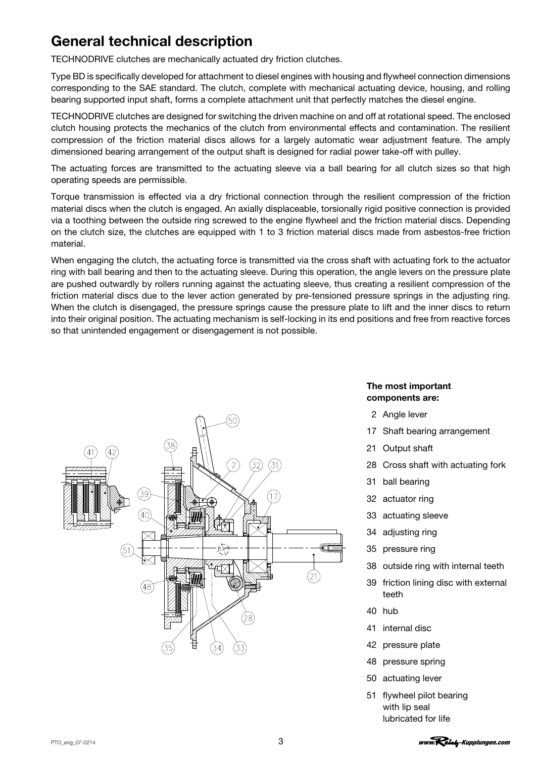# General technical description

TECHNODRIVE clutches are mechanically actuated dry friction clutches.

Type BD is specifically developed for attachment to diesel engines with housing and flywheel connection dimensions corresponding to the SAE standard. The clutch, complete with mechanical actuating device, housing, and rolling bearing supported input shaft, forms a complete attachment unit that perfectly matches the diesel engine.

TECHNODRIVE clutches are designed for switching the driven machine on and off at rotational speed. The enclosed clutch housing protects the mechanics of the clutch from environmental effects and contamination. The resilient compression of the friction material discs allows for a largely automatic wear adjustment feature. The amply dimensioned bearing arrangement of the output shaft is designed for radial power take-off with pulley.

The actuating forces are transmitted to the actuating sleeve via a ball bearing for all clutch sizes so that high operating speeds are permissible.

Torque transmission is effected via a dry frictional connection through the resilient compression of the friction material discs when the clutch is engaged. An axially displaceable, torsionally rigid positive connection is provided via a toothing between the outside ring screwed to the engine flywheel and the friction material discs. Depending on the clutch size, the clutches are equipped with 1 to 3 friction material discs made from asbestos-free friction material.

When engaging the clutch, the actuating force is transmitted via the cross shaft with actuating fork to the actuator ring with ball bearing and then to the actuating sleeve. During this operation, the angle levers on the pressure plate are pushed outwardly by rollers running against the actuating sleeve, thus creating a resilient compression of the friction material discs due to the lever action generated by pre-tensioned pressure springs in the adjusting ring. When the clutch is disengaged, the pressure springs cause the pressure plate to lift and the inner discs to return into their original position. The actuating mechanism is self-locking in its end positions and free from reactive forces so that unintended engagement or disengagement is not possible.

**The most important components are:**

- 2 Angle lever
- 17 Shaft bearing arrangement
- 21 Output shaft
- 28 Cross shaft with actuating fork
- 31 ball bearing
- 32 actuator ring
- 33 actuating sleeve
- 34 adjusting ring
- 35 pressure ring
- 38 outside ring with internal teeth
- 39 friction lining disc with external teeth
- 40 hub
- 41 internal disc
- 42 pressure plate
- 48 pressure spring
- 50 actuating lever
- 51 flywheel pilot bearing with lip seal lubricated for life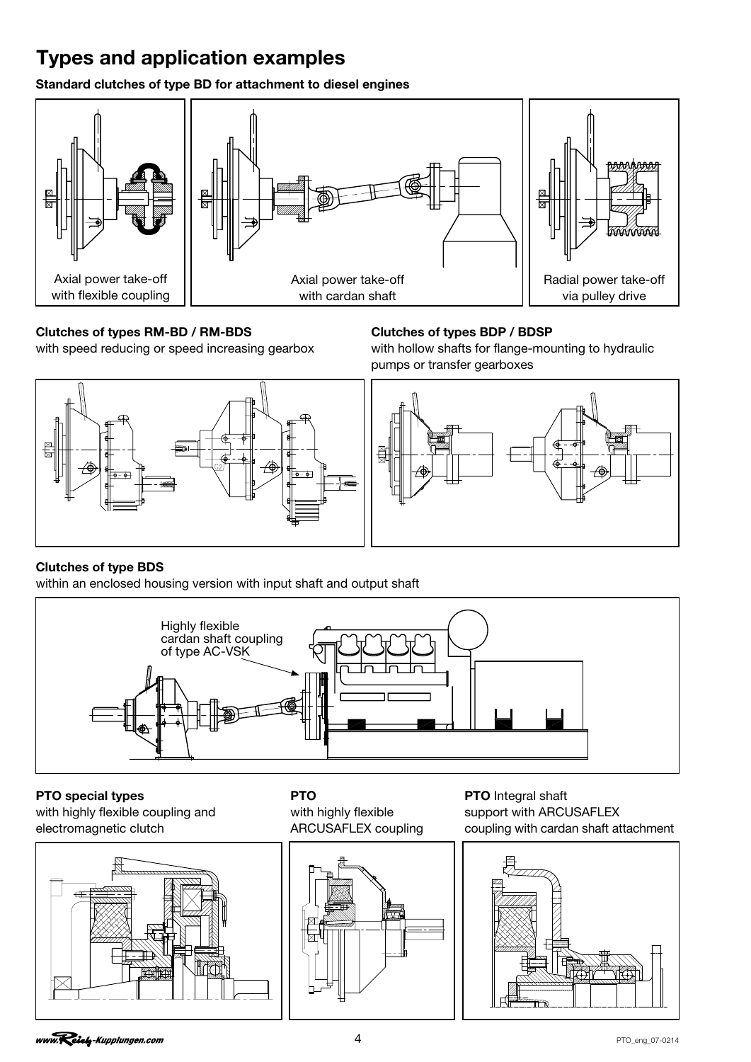# Types and application examples

**Standard clutches of type BD for attachment to diesel engines**

Axial power take-off with flexible coupling

Axial power take-off with cardan shaft

Radial power take-off via pulley drive

**Clutches of types RM-BD / RM-BDS**
with speed reducing or speed increasing gearbox

**Clutches of types BDP / BDSP**
with hollow shafts for flange-mounting to hydraulic pumps or transfer gearboxes

**Clutches of type BDS**
within an enclosed housing version with input shaft and output shaft

Highly flexible cardan shaft coupling of type AC-VSK

**PTO special types**
with highly flexible coupling and electromagnetic clutch

**PTO**
with highly flexible ARCUSAFLEX coupling

**PTO** Integral shaft support with ARCUSAFLEX coupling with cardan shaft attachment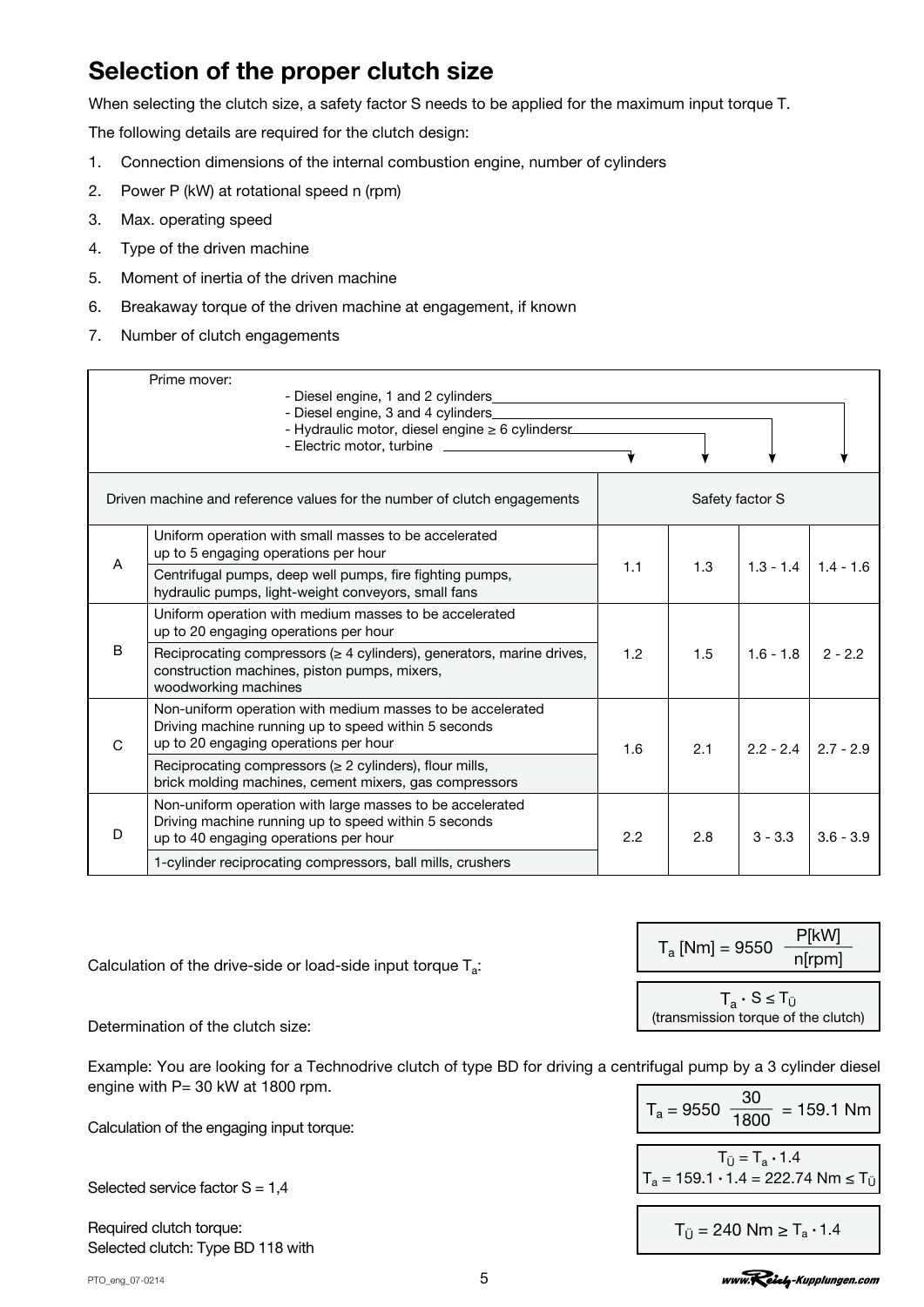## Selection of the proper clutch size

When selecting the clutch size, a safety factor S needs to be applied for the maximum input torque T.

The following details are required for the clutch design:

1. Connection dimensions of the internal combustion engine, number of cylinders
2. Power P (kW) at rotational speed n (rpm)
3. Max. operating speed
4. Type of the driven machine
5. Moment of inertia of the driven machine
6. Breakaway torque of the driven machine at engagement, if known
7. Number of clutch engagements

Prime mover:

- Diesel engine, 1 and 2 cylinders
- Diesel engine, 3 and 4 cylinders
- Hydraulic motor, diesel engine ≥ 6 cylinders
- Electric motor, turbine

| | Driven machine and reference values for the number of clutch engagements | Safety factor S: Electric motor, turbine | Safety factor S: Hydraulic motor, diesel engine ≥ 6 cylinders | Safety factor S: Diesel engine, 3 and 4 cylinders | Safety factor S: Diesel engine, 1 and 2 cylinders |
|---|---|---|---|---|---|
| A | Uniform operation with small masses to be accelerated up to 5 engaging operations per hour<br>Centrifugal pumps, deep well pumps, fire fighting pumps, hydraulic pumps, light-weight conveyors, small fans | 1.1 | 1.3 | 1.3 - 1.4 | 1.4 - 1.6 |
| B | Uniform operation with medium masses to be accelerated up to 20 engaging operations per hour<br>Reciprocating compressors (≥ 4 cylinders), generators, marine drives, construction machines, piston pumps, mixers, woodworking machines | 1.2 | 1.5 | 1.6 - 1.8 | 2 - 2.2 |
| C | Non-uniform operation with medium masses to be accelerated Driving machine running up to speed within 5 seconds up to 20 engaging operations per hour<br>Reciprocating compressors (≥ 2 cylinders), flour mills, brick molding machines, cement mixers, gas compressors | 1.6 | 2.1 | 2.2 - 2.4 | 2.7 - 2.9 |
| D | Non-uniform operation with large masses to be accelerated Driving machine running up to speed within 5 seconds up to 40 engaging operations per hour<br>1-cylinder reciprocating compressors, ball mills, crushers | 2.2 | 2.8 | 3 - 3.3 | 3.6 - 3.9 |

Calculation of the drive-side or load-side input torque $T_a$:

$$T_a\,[\text{Nm}] = 9550\ \frac{P[\text{kW}]}{n[\text{rpm}]}$$

Determination of the clutch size:

$$T_a \cdot S \leq T_Ü$$

(transmission torque of the clutch)

Example: You are looking for a Technodrive clutch of type BD for driving a centrifugal pump by a 3 cylinder diesel engine with P= 30 kW at 1800 rpm.

Calculation of the engaging input torque:

$$T_a = 9550\ \frac{30}{1800} = 159.1\ \text{Nm}$$

Selected service factor S = 1,4

$$T_Ü = T_a \cdot 1.4$$

$$T_a = 159.1 \cdot 1.4 = 222.74\ \text{Nm} \leq T_Ü$$

Required clutch torque:
Selected clutch: Type BD 118 with

$$T_Ü = 240\ \text{Nm} \geq T_a \cdot 1.4$$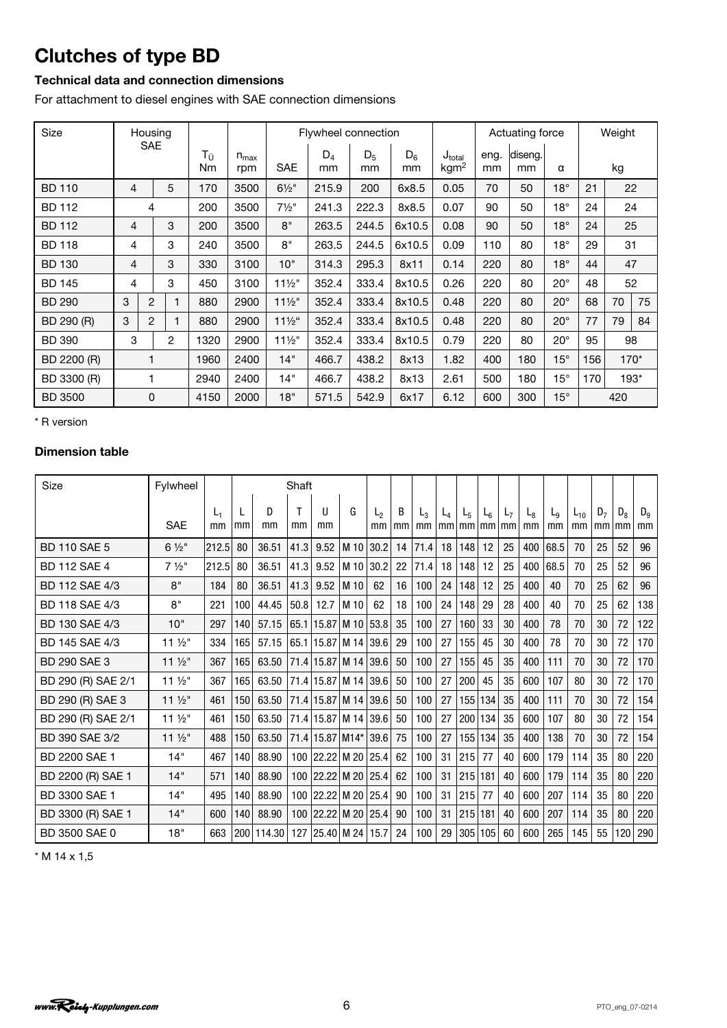# Clutches of type BD

### Technical data and connection dimensions

For attachment to diesel engines with SAE connection dimensions

| Size | Housing SAE | | | $T_Ü$ Nm | $n_{max}$ rpm | Flywheel connection SAE | $D_4$ mm | $D_5$ mm | $D_6$ mm | $J_{total}$ kgm² | Actuating force eng. mm | diseng. mm | α | Weight kg | | |
|---|---|---|---|---|---|---|---|---|---|---|---|---|---|---|---|---|
| BD 110 | 4 | | 5 | 170 | 3500 | 6½" | 215.9 | 200 | 6x8.5 | 0.05 | 70 | 50 | 18° | 21 | 22 | |
| BD 112 | 4 | | | 200 | 3500 | 7½" | 241.3 | 222.3 | 8x8.5 | 0.07 | 90 | 50 | 18° | 24 | 24 | |
| BD 112 | 4 | | 3 | 200 | 3500 | 8" | 263.5 | 244.5 | 6x10.5 | 0.08 | 90 | 50 | 18° | 24 | 25 | |
| BD 118 | 4 | | 3 | 240 | 3500 | 8" | 263.5 | 244.5 | 6x10.5 | 0.09 | 110 | 80 | 18° | 29 | 31 | |
| BD 130 | 4 | | 3 | 330 | 3100 | 10" | 314.3 | 295.3 | 8x11 | 0.14 | 220 | 80 | 18° | 44 | 47 | |
| BD 145 | 4 | | 3 | 450 | 3100 | 11½" | 352.4 | 333.4 | 8x10.5 | 0.26 | 220 | 80 | 20° | 48 | 52 | |
| BD 290 | 3 | 2 | 1 | 880 | 2900 | 11½" | 352.4 | 333.4 | 8x10.5 | 0.48 | 220 | 80 | 20° | 68 | 70 | 75 |
| BD 290 (R) | 3 | 2 | 1 | 880 | 2900 | 11½" | 352.4 | 333.4 | 8x10.5 | 0.48 | 220 | 80 | 20° | 77 | 79 | 84 |
| BD 390 | 3 | | 2 | 1320 | 2900 | 11½" | 352.4 | 333.4 | 8x10.5 | 0.79 | 220 | 80 | 20° | 95 | 98 | |
| BD 2200 (R) | 1 | | | 1960 | 2400 | 14" | 466.7 | 438.2 | 8x13 | 1.82 | 400 | 180 | 15° | 156 | 170* | |
| BD 3300 (R) | 1 | | | 2940 | 2400 | 14" | 466.7 | 438.2 | 8x13 | 2.61 | 500 | 180 | 15° | 170 | 193* | |
| BD 3500 | 0 | | | 4150 | 2000 | 18" | 571.5 | 542.9 | 6x17 | 6.12 | 600 | 300 | 15° | 420 | | |

\* R version

### Dimension table

| Size | Fylwheel SAE | $L_1$ mm | Shaft L mm | D mm | T mm | U mm | G | $L_2$ mm | B mm | $L_3$ mm | $L_4$ mm | $L_5$ mm | $L_6$ mm | $L_7$ mm | $L_8$ mm | $L_9$ mm | $L_{10}$ mm | $D_7$ mm | $D_8$ mm | $D_9$ mm |
|---|---|---|---|---|---|---|---|---|---|---|---|---|---|---|---|---|---|---|---|---|
| BD 110 SAE 5 | 6 ½" | 212.5 | 80 | 36.51 | 41.3 | 9.52 | M 10 | 30.2 | 14 | 71.4 | 18 | 148 | 12 | 25 | 400 | 68.5 | 70 | 25 | 52 | 96 |
| BD 112 SAE 4 | 7 ½" | 212.5 | 80 | 36.51 | 41.3 | 9.52 | M 10 | 30.2 | 22 | 71.4 | 18 | 148 | 12 | 25 | 400 | 68.5 | 70 | 25 | 52 | 96 |
| BD 112 SAE 4/3 | 8" | 184 | 80 | 36.51 | 41.3 | 9.52 | M 10 | 62 | 16 | 100 | 24 | 148 | 12 | 25 | 400 | 40 | 70 | 25 | 62 | 96 |
| BD 118 SAE 4/3 | 8" | 221 | 100 | 44.45 | 50.8 | 12.7 | M 10 | 62 | 18 | 100 | 24 | 148 | 29 | 28 | 400 | 40 | 70 | 25 | 62 | 138 |
| BD 130 SAE 4/3 | 10" | 297 | 140 | 57.15 | 65.1 | 15.87 | M 10 | 53.8 | 35 | 100 | 27 | 160 | 33 | 30 | 400 | 78 | 70 | 30 | 72 | 122 |
| BD 145 SAE 4/3 | 11 ½" | 334 | 165 | 57.15 | 65.1 | 15.87 | M 14 | 39.6 | 29 | 100 | 27 | 155 | 45 | 30 | 400 | 78 | 70 | 30 | 72 | 170 |
| BD 290 SAE 3 | 11 ½" | 367 | 165 | 63.50 | 71.4 | 15.87 | M 14 | 39.6 | 50 | 100 | 27 | 155 | 45 | 35 | 400 | 111 | 70 | 30 | 72 | 170 |
| BD 290 (R) SAE 2/1 | 11 ½" | 367 | 165 | 63.50 | 71.4 | 15.87 | M 14 | 39.6 | 50 | 100 | 27 | 200 | 45 | 35 | 600 | 107 | 80 | 30 | 72 | 170 |
| BD 290 (R) SAE 3 | 11 ½" | 461 | 150 | 63.50 | 71.4 | 15.87 | M 14 | 39.6 | 50 | 100 | 27 | 155 | 134 | 35 | 400 | 111 | 70 | 30 | 72 | 154 |
| BD 290 (R) SAE 2/1 | 11 ½" | 461 | 150 | 63.50 | 71.4 | 15.87 | M 14 | 39.6 | 50 | 100 | 27 | 200 | 134 | 35 | 600 | 107 | 80 | 30 | 72 | 154 |
| BD 390 SAE 3/2 | 11 ½" | 488 | 150 | 63.50 | 71.4 | 15.87 | M14* | 39.6 | 75 | 100 | 27 | 155 | 134 | 35 | 400 | 138 | 70 | 30 | 72 | 154 |
| BD 2200 SAE 1 | 14" | 467 | 140 | 88.90 | 100 | 22.22 | M 20 | 25.4 | 62 | 100 | 31 | 215 | 77 | 40 | 600 | 179 | 114 | 35 | 80 | 220 |
| BD 2200 (R) SAE 1 | 14" | 571 | 140 | 88.90 | 100 | 22.22 | M 20 | 25.4 | 62 | 100 | 31 | 215 | 181 | 40 | 600 | 179 | 114 | 35 | 80 | 220 |
| BD 3300 SAE 1 | 14" | 495 | 140 | 88.90 | 100 | 22.22 | M 20 | 25.4 | 90 | 100 | 31 | 215 | 77 | 40 | 600 | 207 | 114 | 35 | 80 | 220 |
| BD 3300 (R) SAE 1 | 14" | 600 | 140 | 88.90 | 100 | 22.22 | M 20 | 25.4 | 90 | 100 | 31 | 215 | 181 | 40 | 600 | 207 | 114 | 35 | 80 | 220 |
| BD 3500 SAE 0 | 18" | 663 | 200 | 114.30 | 127 | 25.40 | M 24 | 15.7 | 24 | 100 | 29 | 305 | 105 | 60 | 600 | 265 | 145 | 55 | 120 | 290 |

\* M 14 x 1,5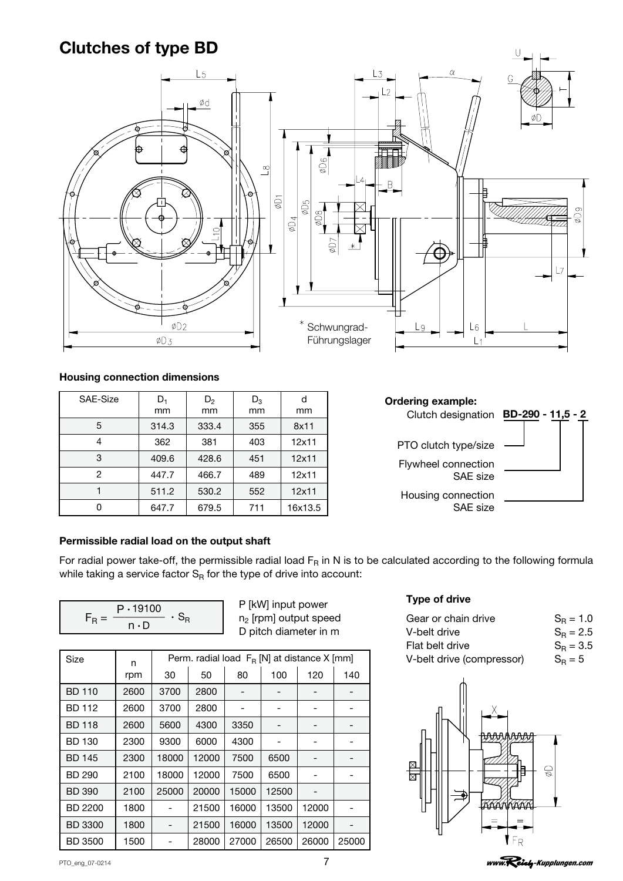# Clutches of type BD

\* Schwungrad-Führungslager

### Housing connection dimensions

| SAE-Size | $D_1$ mm | $D_2$ mm | $D_3$ mm | d mm |
|---|---|---|---|---|
| 5 | 314.3 | 333.4 | 355 | 8x11 |
| 4 | 362 | 381 | 403 | 12x11 |
| 3 | 409.6 | 428.6 | 451 | 12x11 |
| 2 | 447.7 | 466.7 | 489 | 12x11 |
| 1 | 511.2 | 530.2 | 552 | 12x11 |
| 0 | 647.7 | 679.5 | 711 | 16x13.5 |

**Ordering example:**

Clutch designation **BD-290 - 11,5 - 2**

- PTO clutch type/size
- Flywheel connection SAE size
- Housing connection SAE size

### Permissible radial load on the output shaft

For radial power take-off, the permissible radial load $F_R$ in N is to be calculated according to the following formula while taking a service factor $S_R$ for the type of drive into account:

$$F_R = \frac{P \cdot 19100}{n \cdot D} \cdot S_R$$

P [kW] input power
$n_2$ [rpm] output speed
D pitch diameter in m

| Size | n rpm | Perm. radial load $F_R$ [N] at distance X [mm] | | | | | |
|---|---|---|---|---|---|---|---|
| | | 30 | 50 | 80 | 100 | 120 | 140 |
| BD 110 | 2600 | 3700 | 2800 | - | - | - | - |
| BD 112 | 2600 | 3700 | 2800 | - | - | - | - |
| BD 118 | 2600 | 5600 | 4300 | 3350 | - | - | - |
| BD 130 | 2300 | 9300 | 6000 | 4300 | - | - | - |
| BD 145 | 2300 | 18000 | 12000 | 7500 | 6500 | - | - |
| BD 290 | 2100 | 18000 | 12000 | 7500 | 6500 | - | - |
| BD 390 | 2100 | 25000 | 20000 | 15000 | 12500 | - | |
| BD 2200 | 1800 | - | 21500 | 16000 | 13500 | 12000 | - |
| BD 3300 | 1800 | - | 21500 | 16000 | 13500 | 12000 | - |
| BD 3500 | 1500 | - | 28000 | 27000 | 26500 | 26000 | 25000 |

**Type of drive**

| | |
|---|---|
| Gear or chain drive | $S_R = 1.0$ |
| V-belt drive | $S_R = 2.5$ |
| Flat belt drive | $S_R = 3.5$ |
| V-belt drive (compressor) | $S_R = 5$ |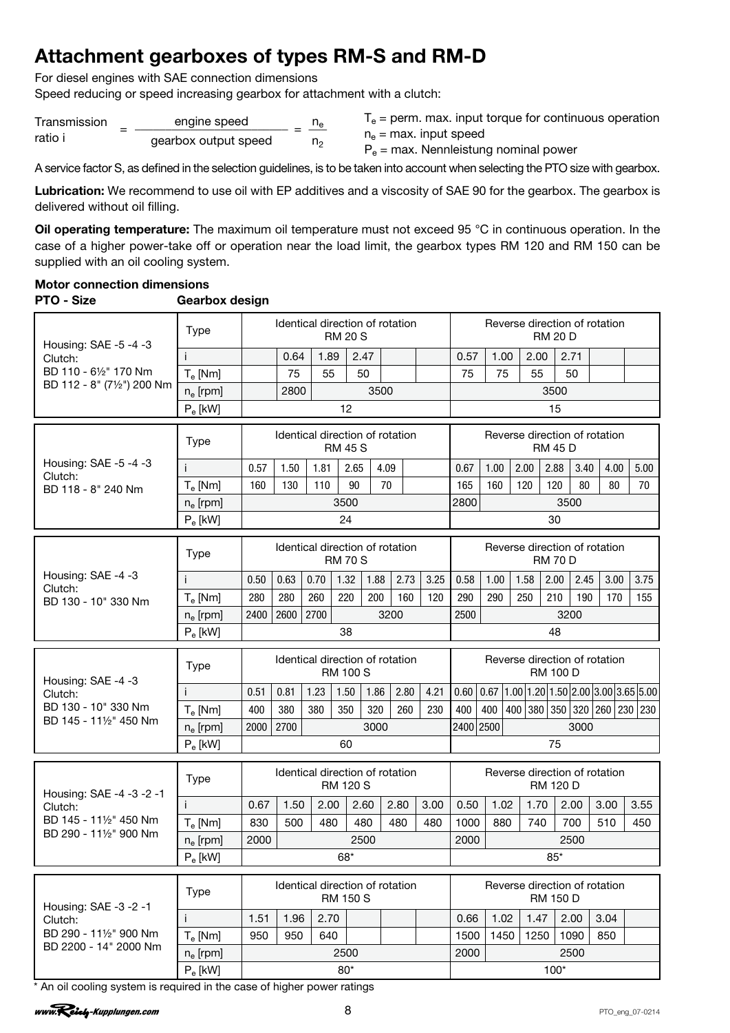# Attachment gearboxes of types RM-S and RM-D

For diesel engines with SAE connection dimensions
Speed reducing or speed increasing gearbox for attachment with a clutch:

$$\text{Transmission ratio } i = \frac{\text{engine speed}}{\text{gearbox output speed}} = \frac{n_e}{n_2}$$

$T_e$ = perm. max. input torque for continuous operation
$n_e$ = max. input speed
$P_e$ = max. Nennleistung nominal power

A service factor S, as defined in the selection guidelines, is to be taken into account when selecting the PTO size with gearbox.

**Lubrication:** We recommend to use oil with EP additives and a viscosity of SAE 90 for the gearbox. The gearbox is delivered without oil filling.

**Oil operating temperature:** The maximum oil temperature must not exceed 95 °C in continuous operation. In the case of a higher power-take off or operation near the load limit, the gearbox types RM 120 and RM 150 can be supplied with an oil cooling system.

**Motor connection dimensions**

**PTO - Size** **Gearbox design**

| PTO - Size | Type | Identical direction of rotation RM 20 S | | | | | | Reverse direction of rotation RM 20 D | | | | | |
|---|---|---|---|---|---|---|---|---|---|---|---|---|---|
| Housing: SAE -5 -4 -3<br>Clutch:<br>BD 110 - 6½" 170 Nm<br>BD 112 - 8" (7½") 200 Nm | i | 0.64 | 1.89 | 2.47 | | | | 0.57 | 1.00 | 2.00 | 2.71 | | |
| | $T_e$ [Nm] | 75 | 55 | 50 | | | | 75 | 75 | 55 | 50 | | |
| | $n_e$ [rpm] | 2800 | 3500 | | | | | 3500 | | | | | |
| | $P_e$ [kW] | 12 | | | | | | 15 | | | | | |

| PTO - Size | Type | Identical direction of rotation RM 45 S | | | | | | Reverse direction of rotation RM 45 D | | | | | | |
|---|---|---|---|---|---|---|---|---|---|---|---|---|---|---|
| Housing: SAE -5 -4 -3<br>Clutch:<br>BD 118 - 8" 240 Nm | i | 0.57 | 1.50 | 1.81 | 2.65 | 4.09 | | 0.67 | 1.00 | 2.00 | 2.88 | 3.40 | 4.00 | 5.00 |
| | $T_e$ [Nm] | 160 | 130 | 110 | 90 | 70 | | 165 | 160 | 120 | 120 | 80 | 80 | 70 |
| | $n_e$ [rpm] | 3500 | | | | | | 2800 | 3500 | | | | | |
| | $P_e$ [kW] | 24 | | | | | | 30 | | | | | | |

| PTO - Size | Type | Identical direction of rotation RM 70 S | | | | | | | Reverse direction of rotation RM 70 D | | | | | | |
|---|---|---|---|---|---|---|---|---|---|---|---|---|---|---|---|
| Housing: SAE -4 -3<br>Clutch:<br>BD 130 - 10" 330 Nm | i | 0.50 | 0.63 | 0.70 | 1.32 | 1.88 | 2.73 | 3.25 | 0.58 | 1.00 | 1.58 | 2.00 | 2.45 | 3.00 | 3.75 |
| | $T_e$ [Nm] | 280 | 280 | 260 | 220 | 200 | 160 | 120 | 290 | 290 | 250 | 210 | 190 | 170 | 155 |
| | $n_e$ [rpm] | 2400 | 2600 | 2700 | 3200 | | | | 2500 | 3200 | | | | | |
| | $P_e$ [kW] | 38 | | | | | | | 48 | | | | | | |

| PTO - Size | Type | Identical direction of rotation RM 100 S | | | | | | | Reverse direction of rotation RM 100 D | | | | | | | | |
|---|---|---|---|---|---|---|---|---|---|---|---|---|---|---|---|---|---|
| Housing: SAE -4 -3<br>Clutch:<br>BD 130 - 10" 330 Nm<br>BD 145 - 11½" 450 Nm | i | 0.51 | 0.81 | 1.23 | 1.50 | 1.86 | 2.80 | 4.21 | 0.60 | 0.67 | 1.00 | 1.20 | 1.50 | 2.00 | 3.00 | 3.65 | 5.00 |
| | $T_e$ [Nm] | 400 | 380 | 380 | 350 | 320 | 260 | 230 | 400 | 400 | 400 | 380 | 350 | 320 | 260 | 230 | 230 |
| | $n_e$ [rpm] | 2000 | 2700 | 3000 | | | | | 2400 | 2500 | 3000 | | | | | | |
| | $P_e$ [kW] | 60 | | | | | | | 75 | | | | | | | | |

| PTO - Size | Type | Identical direction of rotation RM 120 S | | | | | | Reverse direction of rotation RM 120 D | | | | | |
|---|---|---|---|---|---|---|---|---|---|---|---|---|---|
| Housing: SAE -4 -3 -2 -1<br>Clutch:<br>BD 145 - 11½" 450 Nm<br>BD 290 - 11½" 900 Nm | i | 0.67 | 1.50 | 2.00 | 2.60 | 2.80 | 3.00 | 0.50 | 1.02 | 1.70 | 2.00 | 3.00 | 3.55 |
| | $T_e$ [Nm] | 830 | 500 | 480 | 480 | 480 | 480 | 1000 | 880 | 740 | 700 | 510 | 450 |
| | $n_e$ [rpm] | 2000 | 2500 | | | | | 2000 | 2500 | | | | |
| | $P_e$ [kW] | 68* | | | | | | 85* | | | | | |

| PTO - Size | Type | Identical direction of rotation RM 150 S | | | | | | Reverse direction of rotation RM 150 D | | | | | |
|---|---|---|---|---|---|---|---|---|---|---|---|---|---|
| Housing: SAE -3 -2 -1<br>Clutch:<br>BD 290 - 11½" 900 Nm<br>BD 2200 - 14" 2000 Nm | i | 1.51 | 1.96 | 2.70 | | | | 0.66 | 1.02 | 1.47 | 2.00 | 3.04 | |
| | $T_e$ [Nm] | 950 | 950 | 640 | | | | 1500 | 1450 | 1250 | 1090 | 850 | |
| | $n_e$ [rpm] | 2500 | | | | | | 2000 | 2500 | | | | |
| | $P_e$ [kW] | 80* | | | | | | 100* | | | | | |

\* An oil cooling system is required in the case of higher power ratings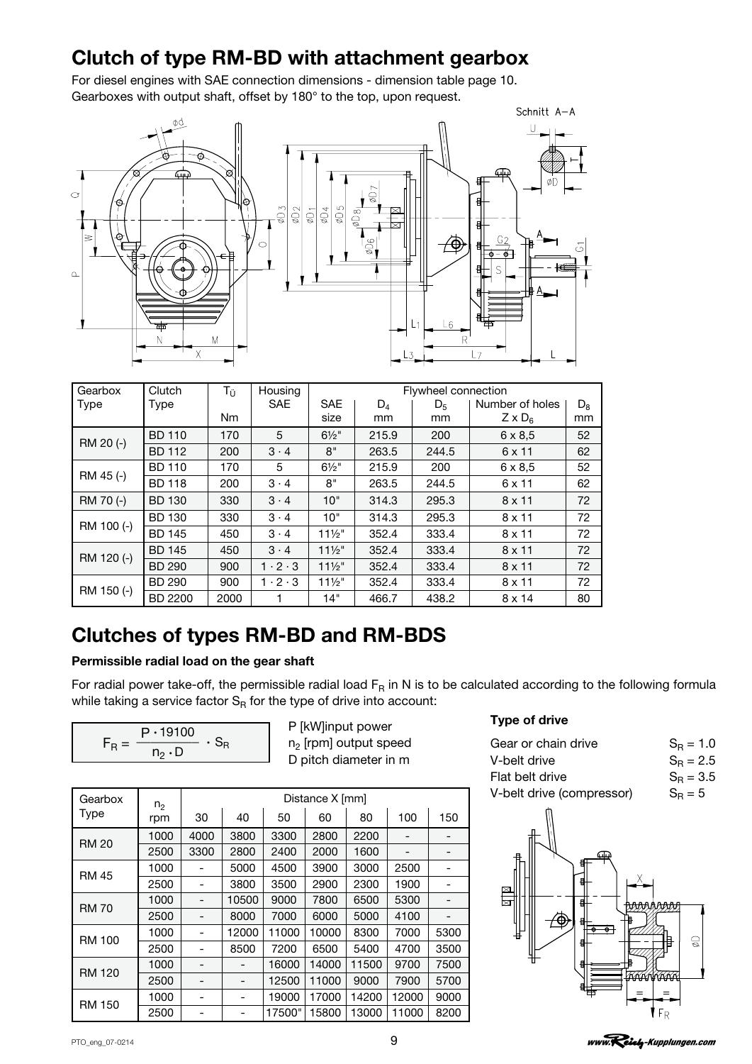## Clutch of type RM-BD with attachment gearbox

For diesel engines with SAE connection dimensions - dimension table page 10.
Gearboxes with output shaft, offset by 180° to the top, upon request.

| Gearbox Type | Clutch Type | $T_Ü$ Nm | Housing SAE | Flywheel connection | | | | |
|---|---|---|---|---|---|---|---|---|
| | | | | SAE size | $D_4$ mm | $D_5$ mm | Number of holes $Z \times D_6$ | $D_8$ mm |
| RM 20 (-) | BD 110 | 170 | 5 | 6½" | 215.9 | 200 | 6 x 8,5 | 52 |
| | BD 112 | 200 | 3 · 4 | 8" | 263.5 | 244.5 | 6 x 11 | 62 |
| RM 45 (-) | BD 110 | 170 | 5 | 6½" | 215.9 | 200 | 6 x 8,5 | 52 |
| | BD 118 | 200 | 3 · 4 | 8" | 263.5 | 244.5 | 6 x 11 | 62 |
| RM 70 (-) | BD 130 | 330 | 3 · 4 | 10" | 314.3 | 295.3 | 8 x 11 | 72 |
| RM 100 (-) | BD 130 | 330 | 3 · 4 | 10" | 314.3 | 295.3 | 8 x 11 | 72 |
| | BD 145 | 450 | 3 · 4 | 11½" | 352.4 | 333.4 | 8 x 11 | 72 |
| RM 120 (-) | BD 145 | 450 | 3 · 4 | 11½" | 352.4 | 333.4 | 8 x 11 | 72 |
| | BD 290 | 900 | 1 · 2 · 3 | 11½" | 352.4 | 333.4 | 8 x 11 | 72 |
| RM 150 (-) | BD 290 | 900 | 1 · 2 · 3 | 11½" | 352.4 | 333.4 | 8 x 11 | 72 |
| | BD 2200 | 2000 | 1 | 14" | 466.7 | 438.2 | 8 x 14 | 80 |

## Clutches of types RM-BD and RM-BDS

**Permissible radial load on the gear shaft**

For radial power take-off, the permissible radial load $F_R$ in N is to be calculated according to the following formula while taking a service factor $S_R$ for the type of drive into account:

$$F_R = \frac{P \cdot 19100}{n_2 \cdot D} \cdot S_R$$

P [kW]input power
$n_2$ [rpm] output speed
D pitch diameter in m

**Type of drive**

| | |
|---|---|
| Gear or chain drive | $S_R = 1.0$ |
| V-belt drive | $S_R = 2.5$ |
| Flat belt drive | $S_R = 3.5$ |
| V-belt drive (compressor) | $S_R = 5$ |

| Gearbox Type | $n_2$ rpm | Distance X [mm] | | | | | | |
|---|---|---|---|---|---|---|---|---|
| | | 30 | 40 | 50 | 60 | 80 | 100 | 150 |
| RM 20 | 1000 | 4000 | 3800 | 3300 | 2800 | 2200 | - | - |
| | 2500 | 3300 | 2800 | 2400 | 2000 | 1600 | - | - |
| RM 45 | 1000 | - | 5000 | 4500 | 3900 | 3000 | 2500 | - |
| | 2500 | - | 3800 | 3500 | 2900 | 2300 | 1900 | - |
| RM 70 | 1000 | - | 10500 | 9000 | 7800 | 6500 | 5300 | - |
| | 2500 | - | 8000 | 7000 | 6000 | 5000 | 4100 | - |
| RM 100 | 1000 | - | 12000 | 11000 | 10000 | 8300 | 7000 | 5300 |
| | 2500 | - | 8500 | 7200 | 6500 | 5400 | 4700 | 3500 |
| RM 120 | 1000 | - | - | 16000 | 14000 | 11500 | 9700 | 7500 |
| | 2500 | - | - | 12500 | 11000 | 9000 | 7900 | 5700 |
| RM 150 | 1000 | - | - | 19000 | 17000 | 14200 | 12000 | 9000 |
| | 2500 | - | - | 17500" | 15800 | 13000 | 11000 | 8200 |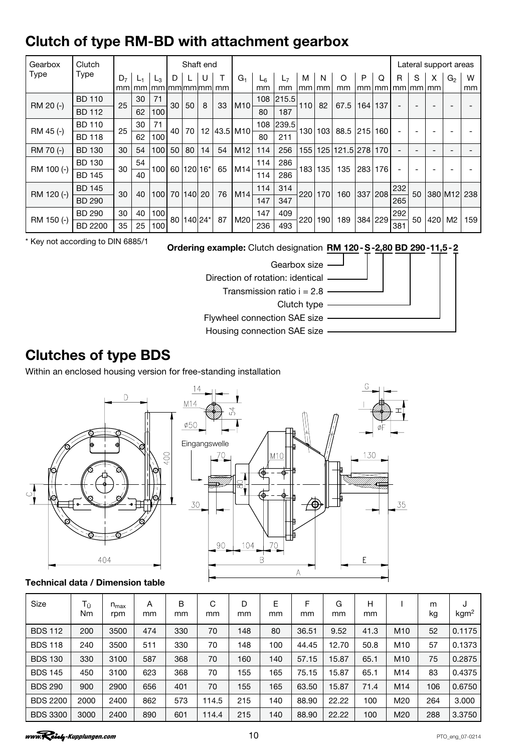## Clutch of type RM-BD with attachment gearbox

| Gearbox Type | Clutch Type | $D_7$ mm | $L_1$ mm | $L_3$ mm | Shaft end D mm | L mm | U mm | T mm | $G_1$ | $L_6$ mm | $L_7$ mm | M mm | N mm | O mm | P mm | Q mm | Lateral support areas R mm | S mm | X mm | $G_2$ | W mm |
|---|---|---|---|---|---|---|---|---|---|---|---|---|---|---|---|---|---|---|---|---|---|
| RM 20 (-) | BD 110 | 25 | 30 | 71 | 30 | 50 | 8 | 33 | M10 | 108 | 215.5 | 110 | 82 | 67.5 | 164 | 137 | - | - | - | - | - |
| | BD 112 | | 62 | 100 | | | | | | 80 | 187 | | | | | | | | | | |
| RM 45 (-) | BD 110 | 25 | 30 | 71 | 40 | 70 | 12 | 43.5 | M10 | 108 | 239.5 | 130 | 103 | 88.5 | 215 | 160 | - | - | - | - | - |
| | BD 118 | | 62 | 100 | | | | | | 80 | 211 | | | | | | | | | | |
| RM 70 (-) | BD 130 | 30 | 54 | 100 | 50 | 80 | 14 | 54 | M12 | 114 | 256 | 155 | 125 | 121.5 | 278 | 170 | - | - | - | - | - |
| RM 100 (-) | BD 130 | 30 | 54 | 100 | 60 | 120 | 16* | 65 | M14 | 114 | 286 | 183 | 135 | 135 | 283 | 176 | - | - | - | - | - |
| | BD 145 | | 40 | | | | | | | 114 | 286 | | | | | | | | | | |
| RM 120 (-) | BD 145 | 30 | 40 | 100 | 70 | 140 | 20 | 76 | M14 | 114 | 314 | 220 | 170 | 160 | 337 | 208 | 232 | 50 | 380 | M12 | 238 |
| | BD 290 | | | | | | | | | 147 | 347 | | | | | | 265 | | | | |
| RM 150 (-) | BD 290 | 30 | 40 | 100 | 80 | 140 | 24* | 87 | M20 | 147 | 409 | 220 | 190 | 189 | 384 | 229 | 292 | 50 | 420 | M2 | 159 |
| | BD 2200 | 35 | 25 | 100 | | | | | | 236 | 493 | | | | | | 381 | | | | |

\* Key not according to DIN 6885/1

**Ordering example:** Clutch designation **RM 120 - S - 2,80 BD 290 - 11,5 - 2**

- Gearbox size
- Direction of rotation: identical
- Transmission ratio i = 2.8
- Clutch type
- Flywheel connection SAE size
- Housing connection SAE size

## Clutches of type BDS

Within an enclosed housing version for free-standing installation

14, M14, 54, ø50, Eingangswelle, 70, M10, 80, 30, 90, 104, 70, B, A, G, I, H, øF, 130, 35, E, D, 400, C, 404

**Technical data / Dimension table**

| Size | $T_Ü$ Nm | $n_{max}$ rpm | A mm | B mm | C mm | D mm | E mm | F mm | G mm | H mm | I | m kg | J $kgm^2$ |
|---|---|---|---|---|---|---|---|---|---|---|---|---|---|
| BDS 112 | 200 | 3500 | 474 | 330 | 70 | 148 | 80 | 36.51 | 9.52 | 41.3 | M10 | 52 | 0.1175 |
| BDS 118 | 240 | 3500 | 511 | 330 | 70 | 148 | 100 | 44.45 | 12.70 | 50.8 | M10 | 57 | 0.1373 |
| BDS 130 | 330 | 3100 | 587 | 368 | 70 | 160 | 140 | 57.15 | 15.87 | 65.1 | M10 | 75 | 0.2875 |
| BDS 145 | 450 | 3100 | 623 | 368 | 70 | 155 | 165 | 75.15 | 15.87 | 65.1 | M14 | 83 | 0.4375 |
| BDS 290 | 900 | 2900 | 656 | 401 | 70 | 155 | 165 | 63.50 | 15.87 | 71.4 | M14 | 106 | 0.6750 |
| BDS 2200 | 2000 | 2400 | 862 | 573 | 114.5 | 215 | 140 | 88.90 | 22.22 | 100 | M20 | 264 | 3.000 |
| BDS 3300 | 3000 | 2400 | 890 | 601 | 114.4 | 215 | 140 | 88.90 | 22.22 | 100 | M20 | 288 | 3.3750 |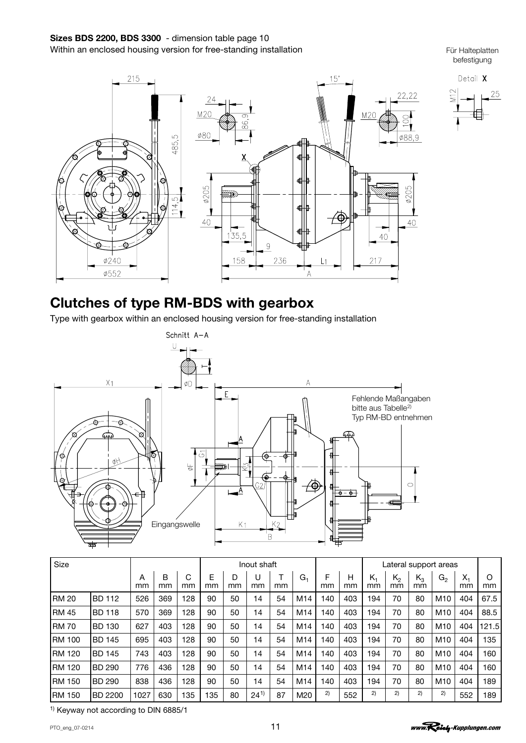**Sizes BDS 2200, BDS 3300** - dimension table page 10

Within an enclosed housing version for free-standing installation

Für Halteplatten befestigung

## Clutches of type RM-BDS with gearbox

Type with gearbox within an enclosed housing version for free-standing installation

| Size | | A mm | B mm | C mm | E mm | D mm | U mm | T mm | $G_1$ | F mm | H mm | $K_1$ mm | $K_2$ mm | $K_3$ mm | $G_2$ | $X_1$ mm | O mm |
|---|---|---|---|---|---|---|---|---|---|---|---|---|---|---|---|---|---|
| | | | | | Inout shaft | | | | | | | Lateral support areas | | | | | |
| RM 20 | BD 112 | 526 | 369 | 128 | 90 | 50 | 14 | 54 | M14 | 140 | 403 | 194 | 70 | 80 | M10 | 404 | 67.5 |
| RM 45 | BD 118 | 570 | 369 | 128 | 90 | 50 | 14 | 54 | M14 | 140 | 403 | 194 | 70 | 80 | M10 | 404 | 88.5 |
| RM 70 | BD 130 | 627 | 403 | 128 | 90 | 50 | 14 | 54 | M14 | 140 | 403 | 194 | 70 | 80 | M10 | 404 | 121.5 |
| RM 100 | BD 145 | 695 | 403 | 128 | 90 | 50 | 14 | 54 | M14 | 140 | 403 | 194 | 70 | 80 | M10 | 404 | 135 |
| RM 120 | BD 145 | 743 | 403 | 128 | 90 | 50 | 14 | 54 | M14 | 140 | 403 | 194 | 70 | 80 | M10 | 404 | 160 |
| RM 120 | BD 290 | 776 | 436 | 128 | 90 | 50 | 14 | 54 | M14 | 140 | 403 | 194 | 70 | 80 | M10 | 404 | 160 |
| RM 150 | BD 290 | 838 | 436 | 128 | 90 | 50 | 14 | 54 | M14 | 140 | 403 | 194 | 70 | 80 | M10 | 404 | 189 |
| RM 150 | BD 2200 | 1027 | 630 | 135 | 135 | 80 | 24[1] | 87 | M20 | [2] | 552 | [2] | [2] | [2] | [2] | 552 | 189 |

[1] Keyway not according to DIN 6885/1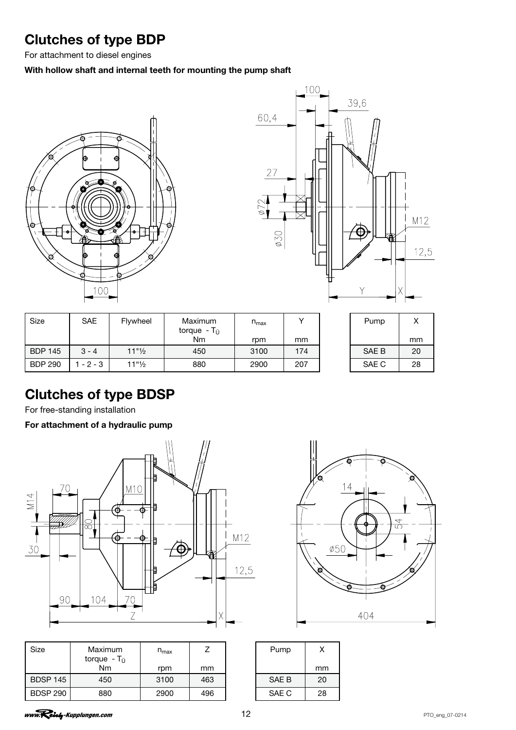## Clutches of type BDP

For attachment to diesel engines

**With hollow shaft and internal teeth for mounting the pump shaft**

| Size | SAE | Flywheel | Maximum torque - $T_Ü$ Nm | $n_{max}$ rpm | Y mm |
|---|---|---|---|---|---|
| BDP 145 | 3 - 4 | 11"½ | 450 | 3100 | 174 |
| BDP 290 | 1 - 2 - 3 | 11"½ | 880 | 2900 | 207 |

| Pump | X mm |
|---|---|
| SAE B | 20 |
| SAE C | 28 |

## Clutches of type BDSP

For free-standing installation

**For attachment of a hydraulic pump**

| Size | Maximum torque - $T_Ü$ Nm | $n_{max}$ rpm | Z mm |
|---|---|---|---|
| BDSP 145 | 450 | 3100 | 463 |
| BDSP 290 | 880 | 2900 | 496 |

| Pump | X mm |
|---|---|
| SAE B | 20 |
| SAE C | 28 |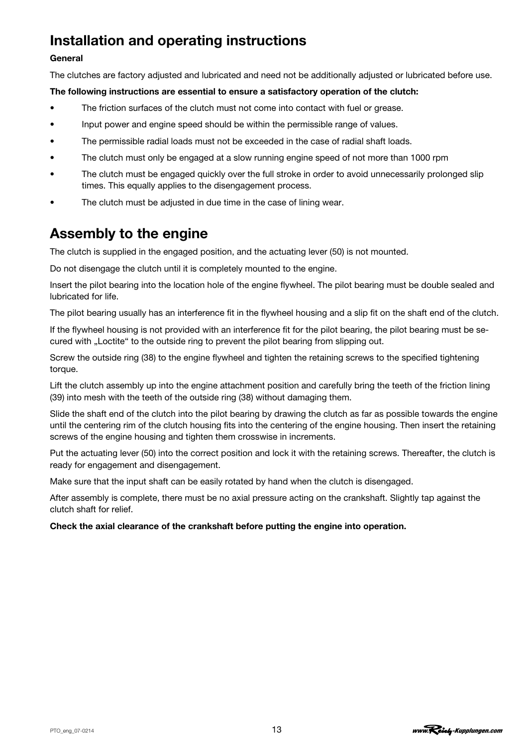# Installation and operating instructions

**General**

The clutches are factory adjusted and lubricated and need not be additionally adjusted or lubricated before use.

**The following instructions are essential to ensure a satisfactory operation of the clutch:**

- The friction surfaces of the clutch must not come into contact with fuel or grease.
- Input power and engine speed should be within the permissible range of values.
- The permissible radial loads must not be exceeded in the case of radial shaft loads.
- The clutch must only be engaged at a slow running engine speed of not more than 1000 rpm
- The clutch must be engaged quickly over the full stroke in order to avoid unnecessarily prolonged slip times. This equally applies to the disengagement process.
- The clutch must be adjusted in due time in the case of lining wear.

# Assembly to the engine

The clutch is supplied in the engaged position, and the actuating lever (50) is not mounted.

Do not disengage the clutch until it is completely mounted to the engine.

Insert the pilot bearing into the location hole of the engine flywheel. The pilot bearing must be double sealed and lubricated for life.

The pilot bearing usually has an interference fit in the flywheel housing and a slip fit on the shaft end of the clutch.

If the flywheel housing is not provided with an interference fit for the pilot bearing, the pilot bearing must be secured with „Loctite“ to the outside ring to prevent the pilot bearing from slipping out.

Screw the outside ring (38) to the engine flywheel and tighten the retaining screws to the specified tightening torque.

Lift the clutch assembly up into the engine attachment position and carefully bring the teeth of the friction lining (39) into mesh with the teeth of the outside ring (38) without damaging them.

Slide the shaft end of the clutch into the pilot bearing by drawing the clutch as far as possible towards the engine until the centering rim of the clutch housing fits into the centering of the engine housing. Then insert the retaining screws of the engine housing and tighten them crosswise in increments.

Put the actuating lever (50) into the correct position and lock it with the retaining screws. Thereafter, the clutch is ready for engagement and disengagement.

Make sure that the input shaft can be easily rotated by hand when the clutch is disengaged.

After assembly is complete, there must be no axial pressure acting on the crankshaft. Slightly tap against the clutch shaft for relief.

**Check the axial clearance of the crankshaft before putting the engine into operation.**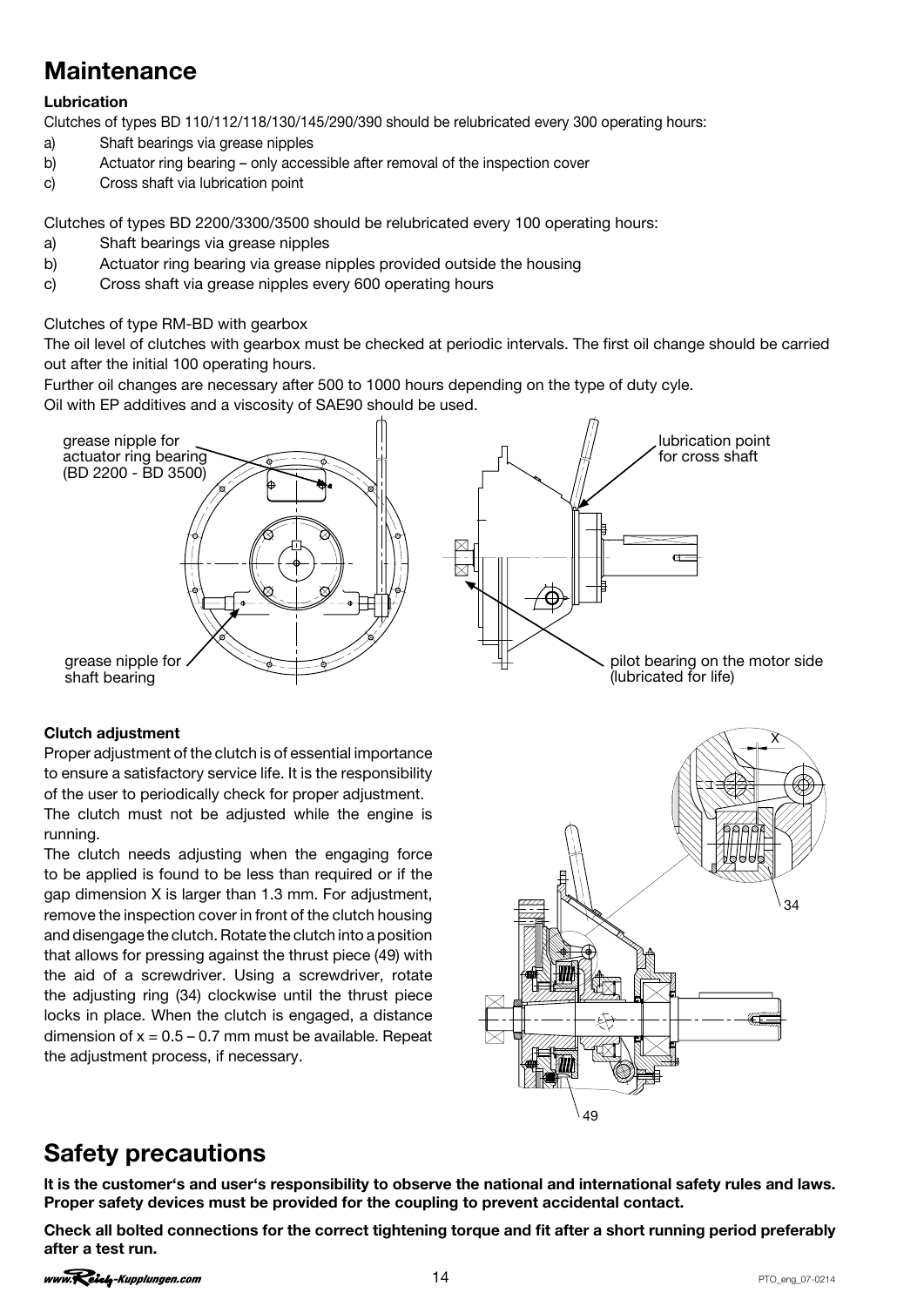# Maintenance

### Lubrication

Clutches of types BD 110/112/118/130/145/290/390 should be relubricated every 300 operating hours:

a) Shaft bearings via grease nipples
b) Actuator ring bearing – only accessible after removal of the inspection cover
c) Cross shaft via lubrication point

Clutches of types BD 2200/3300/3500 should be relubricated every 100 operating hours:

a) Shaft bearings via grease nipples
b) Actuator ring bearing via grease nipples provided outside the housing
c) Cross shaft via grease nipples every 600 operating hours

Clutches of type RM-BD with gearbox

The oil level of clutches with gearbox must be checked at periodic intervals. The first oil change should be carried out after the initial 100 operating hours.

Further oil changes are necessary after 500 to 1000 hours depending on the type of duty cyle.

Oil with EP additives and a viscosity of SAE90 should be used.

grease nipple for actuator ring bearing (BD 2200 - BD 3500)

lubrication point for cross shaft

grease nipple for shaft bearing

pilot bearing on the motor side (lubricated for life)

### Clutch adjustment

Proper adjustment of the clutch is of essential importance to ensure a satisfactory service life. It is the responsibility of the user to periodically check for proper adjustment.

The clutch must not be adjusted while the engine is running.

The clutch needs adjusting when the engaging force to be applied is found to be less than required or if the gap dimension X is larger than 1.3 mm. For adjustment, remove the inspection cover in front of the clutch housing and disengage the clutch. Rotate the clutch into a position that allows for pressing against the thrust piece (49) with the aid of a screwdriver. Using a screwdriver, rotate the adjusting ring (34) clockwise until the thrust piece locks in place. When the clutch is engaged, a distance dimension of x = 0.5 – 0.7 mm must be available. Repeat the adjustment process, if necessary.

X

34

49

# Safety precautions

**It is the customer's and user's responsibility to observe the national and international safety rules and laws. Proper safety devices must be provided for the coupling to prevent accidental contact.**

**Check all bolted connections for the correct tightening torque and fit after a short running period preferably after a test run.**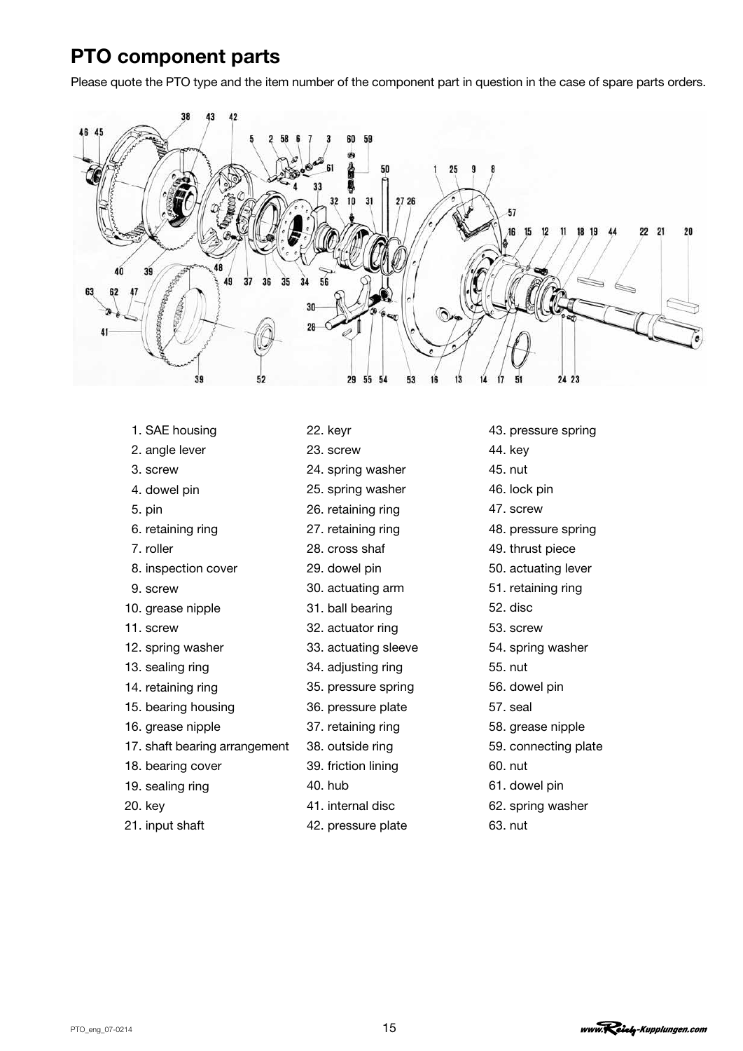# PTO component parts

Please quote the PTO type and the item number of the component part in question in the case of spare parts orders.

1. SAE housing
2. angle lever
3. screw
4. dowel pin
5. pin
6. retaining ring
7. roller
8. inspection cover
9. screw
10. grease nipple
11. screw
12. spring washer
13. sealing ring
14. retaining ring
15. bearing housing
16. grease nipple
17. shaft bearing arrangement
18. bearing cover
19. sealing ring
20. key
21. input shaft
22. keyr
23. screw
24. spring washer
25. spring washer
26. retaining ring
27. retaining ring
28. cross shaf
29. dowel pin
30. actuating arm
31. ball bearing
32. actuator ring
33. actuating sleeve
34. adjusting ring
35. pressure spring
36. pressure plate
37. retaining ring
38. outside ring
39. friction lining
40. hub
41. internal disc
42. pressure plate
43. pressure spring
44. key
45. nut
46. lock pin
47. screw
48. pressure spring
49. thrust piece
50. actuating lever
51. retaining ring
52. disc
53. screw
54. spring washer
55. nut
56. dowel pin
57. seal
58. grease nipple
59. connecting plate
60. nut
61. dowel pin
62. spring washer
63. nut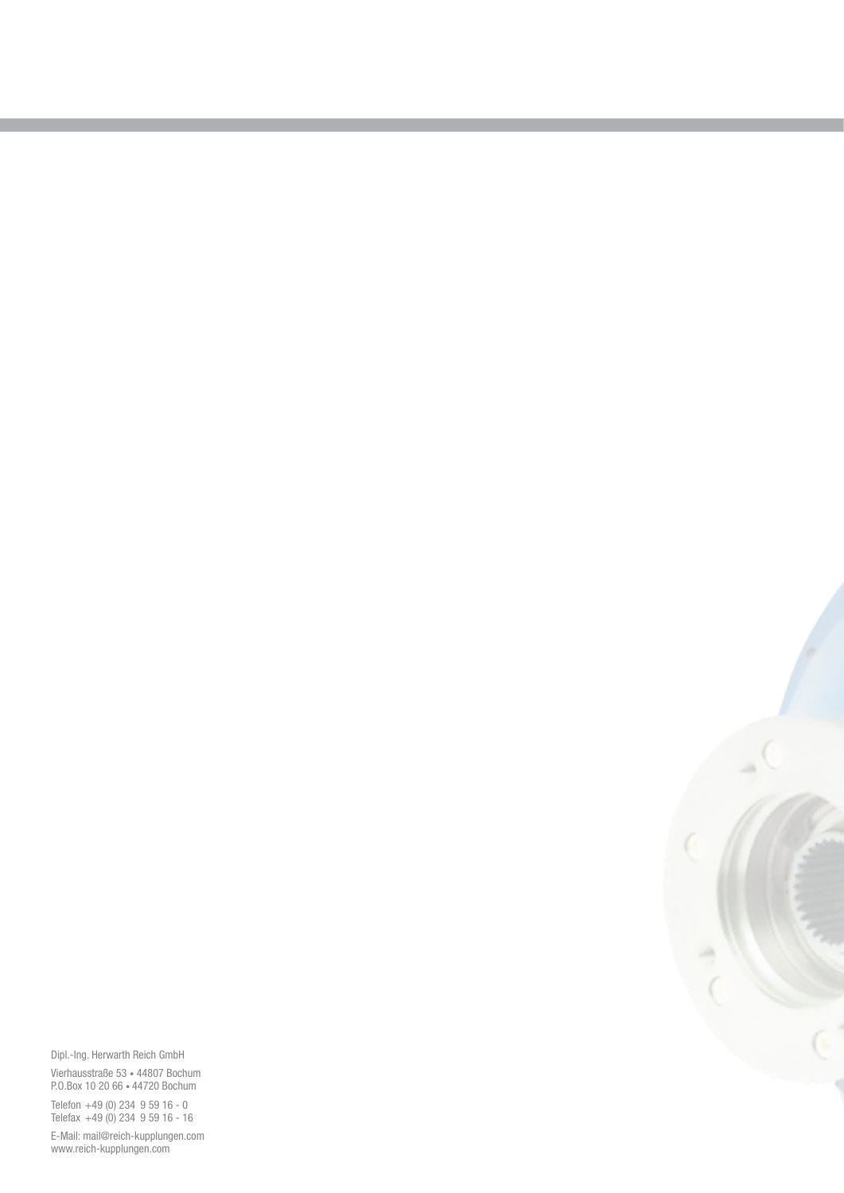Dipl.-Ing. Herwarth Reich GmbH

Vierhausstraße 53 • 44807 Bochum
P.O.Box 10 20 66 • 44720 Bochum

Telefon +49 (0) 234 9 59 16 - 0
Telefax +49 (0) 234 9 59 16 - 16

E-Mail: mail@reich-kupplungen.com
www.reich-kupplungen.com